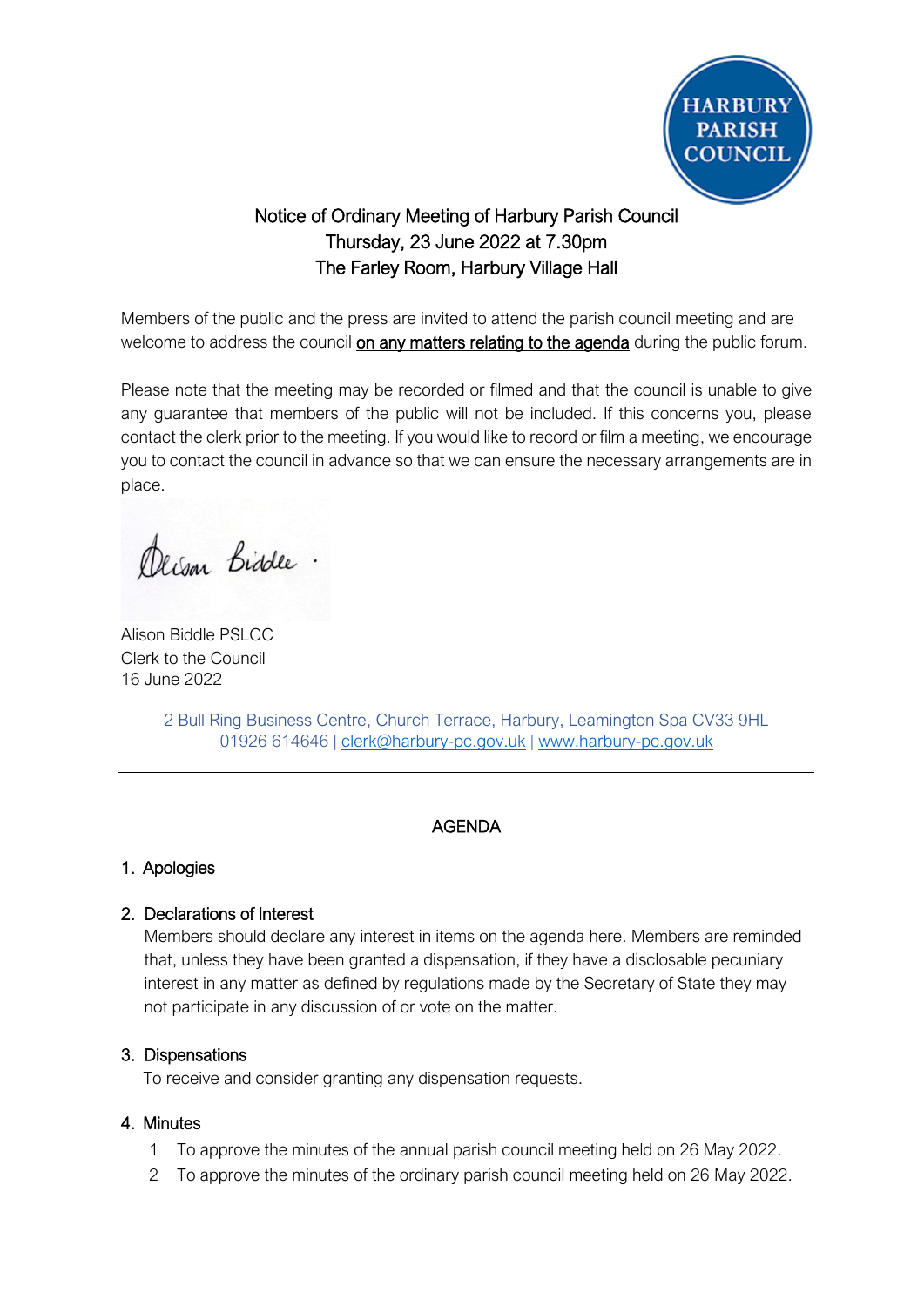HARBURY PARISH COUNCIL

# Notice of Ordinary Meeting of Harbury Parish Council
Thursday, 23 June 2022 at 7.30pm
The Farley Room, Harbury Village Hall

Members of the public and the press are invited to attend the parish council meeting and are welcome to address the council on any matters relating to the agenda during the public forum.

Please note that the meeting may be recorded or filmed and that the council is unable to give any guarantee that members of the public will not be included. If this concerns you, please contact the clerk prior to the meeting. If you would like to record or film a meeting, we encourage you to contact the council in advance so that we can ensure the necessary arrangements are in place.

Alison Biddle PSLCC
Clerk to the Council
16 June 2022

2 Bull Ring Business Centre, Church Terrace, Harbury, Leamington Spa CV33 9HL
01926 614646 | clerk@harbury-pc.gov.uk | www.harbury-pc.gov.uk

---

## AGENDA

1. Apologies

2. Declarations of Interest
   Members should declare any interest in items on the agenda here. Members are reminded that, unless they have been granted a dispensation, if they have a disclosable pecuniary interest in any matter as defined by regulations made by the Secretary of State they may not participate in any discussion of or vote on the matter.

3. Dispensations
   To receive and consider granting any dispensation requests.

4. Minutes
   1. To approve the minutes of the annual parish council meeting held on 26 May 2022.
   2. To approve the minutes of the ordinary parish council meeting held on 26 May 2022.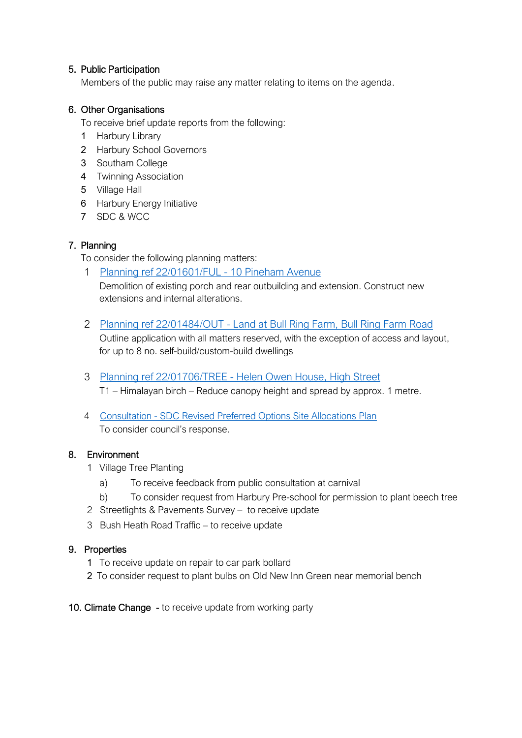5. **Public Participation**

   Members of the public may raise any matter relating to items on the agenda.

6. **Other Organisations**

   To receive brief update reports from the following:

   1 Harbury Library
   2 Harbury School Governors
   3 Southam College
   4 Twinning Association
   5 Village Hall
   6 Harbury Energy Initiative
   7 SDC & WCC

7. **Planning**

   To consider the following planning matters:

   1 Planning ref 22/01601/FUL - 10 Pineham Avenue
   Demolition of existing porch and rear outbuilding and extension. Construct new extensions and internal alterations.

   2 Planning ref 22/01484/OUT - Land at Bull Ring Farm, Bull Ring Farm Road
   Outline application with all matters reserved, with the exception of access and layout, for up to 8 no. self-build/custom-build dwellings

   3 Planning ref 22/01706/TREE - Helen Owen House, High Street
   T1 – Himalayan birch – Reduce canopy height and spread by approx. 1 metre.

   4 Consultation - SDC Revised Preferred Options Site Allocations Plan
   To consider council's response.

8. **Environment**

   1 Village Tree Planting
      a) To receive feedback from public consultation at carnival
      b) To consider request from Harbury Pre-school for permission to plant beech tree

   2 Streetlights & Pavements Survey – to receive update

   3 Bush Heath Road Traffic – to receive update

9. **Properties**

   1 To receive update on repair to car park bollard
   2 To consider request to plant bulbs on Old New Inn Green near memorial bench

10. **Climate Change** - to receive update from working party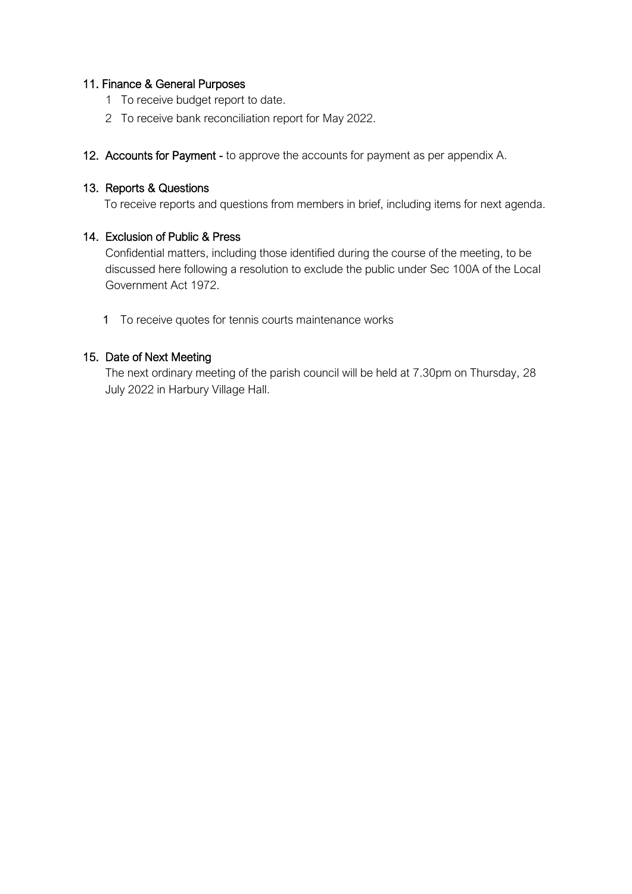### 11. Finance & General Purposes

1. To receive budget report to date.
2. To receive bank reconciliation report for May 2022.

### 12. Accounts for Payment - to approve the accounts for payment as per appendix A.

### 13. Reports & Questions

To receive reports and questions from members in brief, including items for next agenda.

### 14. Exclusion of Public & Press

Confidential matters, including those identified during the course of the meeting, to be discussed here following a resolution to exclude the public under Sec 100A of the Local Government Act 1972.

1. To receive quotes for tennis courts maintenance works

### 15. Date of Next Meeting

The next ordinary meeting of the parish council will be held at 7.30pm on Thursday, 28 July 2022 in Harbury Village Hall.